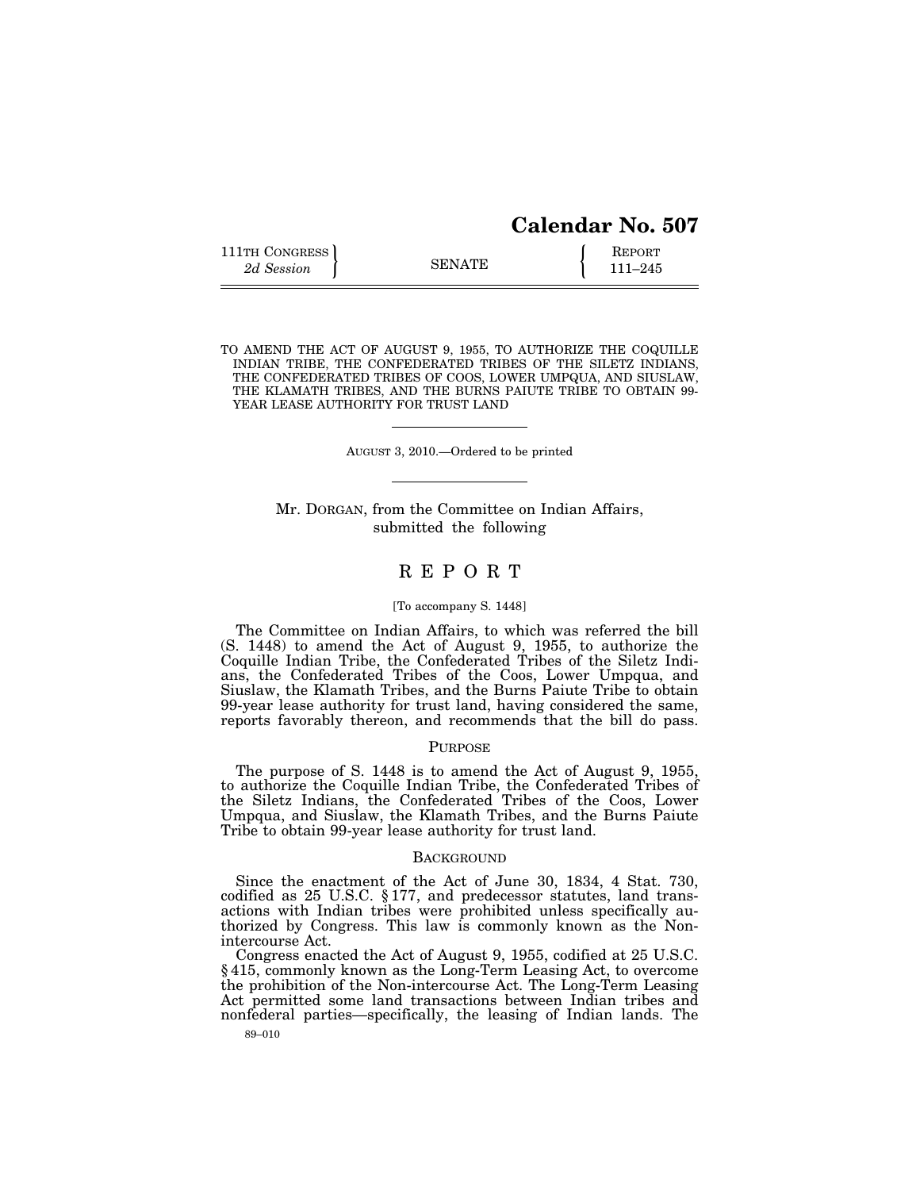# Calendar No. 507

111TH CONGRESS
*2d Session*

SENATE

REPORT
111–245

TO AMEND THE ACT OF AUGUST 9, 1955, TO AUTHORIZE THE COQUILLE INDIAN TRIBE, THE CONFEDERATED TRIBES OF THE SILETZ INDIANS, THE CONFEDERATED TRIBES OF COOS, LOWER UMPQUA, AND SIUSLAW, THE KLAMATH TRIBES, AND THE BURNS PAIUTE TRIBE TO OBTAIN 99-YEAR LEASE AUTHORITY FOR TRUST LAND

AUGUST 3, 2010.—Ordered to be printed

Mr. DORGAN, from the Committee on Indian Affairs, submitted the following

## REPORT

[To accompany S. 1448]

The Committee on Indian Affairs, to which was referred the bill (S. 1448) to amend the Act of August 9, 1955, to authorize the Coquille Indian Tribe, the Confederated Tribes of the Siletz Indians, the Confederated Tribes of the Coos, Lower Umpqua, and Siuslaw, the Klamath Tribes, and the Burns Paiute Tribe to obtain 99-year lease authority for trust land, having considered the same, reports favorably thereon, and recommends that the bill do pass.

### PURPOSE

The purpose of S. 1448 is to amend the Act of August 9, 1955, to authorize the Coquille Indian Tribe, the Confederated Tribes of the Siletz Indians, the Confederated Tribes of the Coos, Lower Umpqua, and Siuslaw, the Klamath Tribes, and the Burns Paiute Tribe to obtain 99-year lease authority for trust land.

### BACKGROUND

Since the enactment of the Act of June 30, 1834, 4 Stat. 730, codified as 25 U.S.C. § 177, and predecessor statutes, land transactions with Indian tribes were prohibited unless specifically authorized by Congress. This law is commonly known as the Non-intercourse Act.

Congress enacted the Act of August 9, 1955, codified at 25 U.S.C. § 415, commonly known as the Long-Term Leasing Act, to overcome the prohibition of the Non-intercourse Act. The Long-Term Leasing Act permitted some land transactions between Indian tribes and nonfederal parties—specifically, the leasing of Indian lands. The

89–010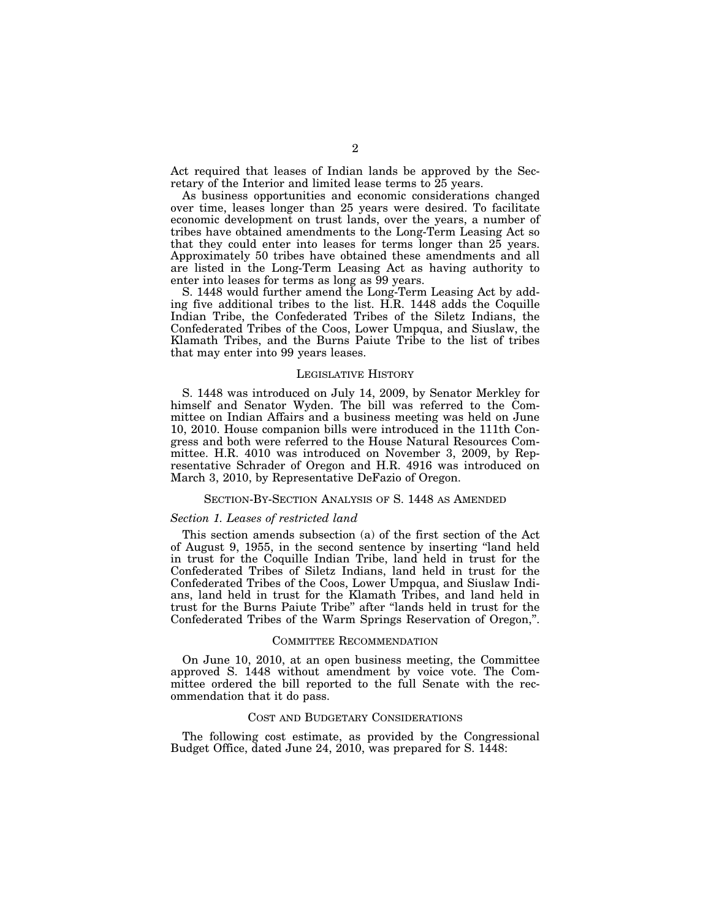Act required that leases of Indian lands be approved by the Secretary of the Interior and limited lease terms to 25 years.

As business opportunities and economic considerations changed over time, leases longer than 25 years were desired. To facilitate economic development on trust lands, over the years, a number of tribes have obtained amendments to the Long-Term Leasing Act so that they could enter into leases for terms longer than 25 years. Approximately 50 tribes have obtained these amendments and all are listed in the Long-Term Leasing Act as having authority to enter into leases for terms as long as 99 years.

S. 1448 would further amend the Long-Term Leasing Act by adding five additional tribes to the list. H.R. 1448 adds the Coquille Indian Tribe, the Confederated Tribes of the Siletz Indians, the Confederated Tribes of the Coos, Lower Umpqua, and Siuslaw, the Klamath Tribes, and the Burns Paiute Tribe to the list of tribes that may enter into 99 years leases.

## LEGISLATIVE HISTORY

S. 1448 was introduced on July 14, 2009, by Senator Merkley for himself and Senator Wyden. The bill was referred to the Committee on Indian Affairs and a business meeting was held on June 10, 2010. House companion bills were introduced in the 111th Congress and both were referred to the House Natural Resources Committee. H.R. 4010 was introduced on November 3, 2009, by Representative Schrader of Oregon and H.R. 4916 was introduced on March 3, 2010, by Representative DeFazio of Oregon.

## SECTION-BY-SECTION ANALYSIS OF S. 1448 AS AMENDED

### *Section 1. Leases of restricted land*

This section amends subsection (a) of the first section of the Act of August 9, 1955, in the second sentence by inserting "land held in trust for the Coquille Indian Tribe, land held in trust for the Confederated Tribes of Siletz Indians, land held in trust for the Confederated Tribes of the Coos, Lower Umpqua, and Siuslaw Indians, land held in trust for the Klamath Tribes, and land held in trust for the Burns Paiute Tribe" after "lands held in trust for the Confederated Tribes of the Warm Springs Reservation of Oregon,".

## COMMITTEE RECOMMENDATION

On June 10, 2010, at an open business meeting, the Committee approved S. 1448 without amendment by voice vote. The Committee ordered the bill reported to the full Senate with the recommendation that it do pass.

## COST AND BUDGETARY CONSIDERATIONS

The following cost estimate, as provided by the Congressional Budget Office, dated June 24, 2010, was prepared for S. 1448: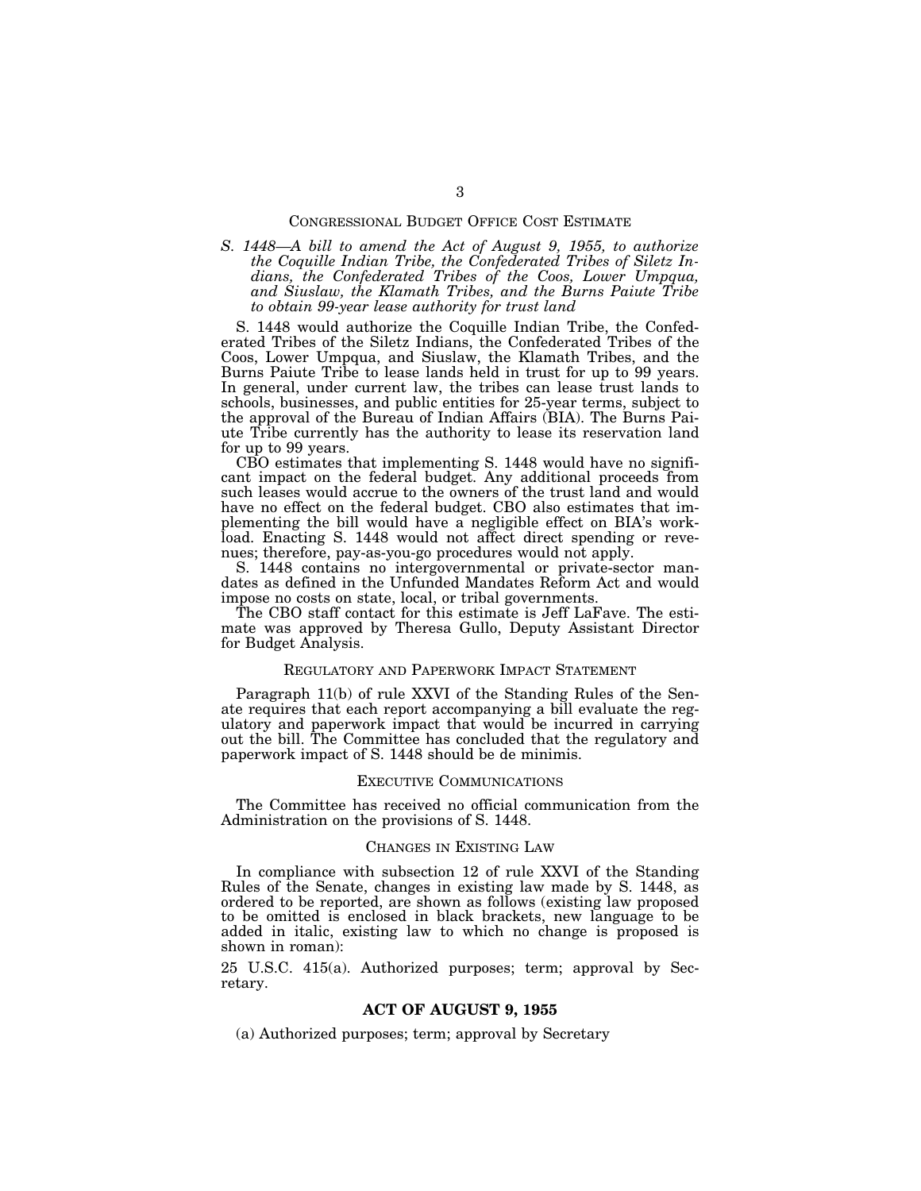## CONGRESSIONAL BUDGET OFFICE COST ESTIMATE

*S. 1448—A bill to amend the Act of August 9, 1955, to authorize the Coquille Indian Tribe, the Confederated Tribes of Siletz Indians, the Confederated Tribes of the Coos, Lower Umpqua, and Siuslaw, the Klamath Tribes, and the Burns Paiute Tribe to obtain 99-year lease authority for trust land*

S. 1448 would authorize the Coquille Indian Tribe, the Confederated Tribes of the Siletz Indians, the Confederated Tribes of the Coos, Lower Umpqua, and Siuslaw, the Klamath Tribes, and the Burns Paiute Tribe to lease lands held in trust for up to 99 years. In general, under current law, the tribes can lease trust lands to schools, businesses, and public entities for 25-year terms, subject to the approval of the Bureau of Indian Affairs (BIA). The Burns Paiute Tribe currently has the authority to lease its reservation land for up to 99 years.

CBO estimates that implementing S. 1448 would have no significant impact on the federal budget. Any additional proceeds from such leases would accrue to the owners of the trust land and would have no effect on the federal budget. CBO also estimates that implementing the bill would have a negligible effect on BIA's workload. Enacting S. 1448 would not affect direct spending or revenues; therefore, pay-as-you-go procedures would not apply.

S. 1448 contains no intergovernmental or private-sector mandates as defined in the Unfunded Mandates Reform Act and would impose no costs on state, local, or tribal governments.

The CBO staff contact for this estimate is Jeff LaFave. The estimate was approved by Theresa Gullo, Deputy Assistant Director for Budget Analysis.

## REGULATORY AND PAPERWORK IMPACT STATEMENT

Paragraph 11(b) of rule XXVI of the Standing Rules of the Senate requires that each report accompanying a bill evaluate the regulatory and paperwork impact that would be incurred in carrying out the bill. The Committee has concluded that the regulatory and paperwork impact of S. 1448 should be de minimis.

## EXECUTIVE COMMUNICATIONS

The Committee has received no official communication from the Administration on the provisions of S. 1448.

## CHANGES IN EXISTING LAW

In compliance with subsection 12 of rule XXVI of the Standing Rules of the Senate, changes in existing law made by S. 1448, as ordered to be reported, are shown as follows (existing law proposed to be omitted is enclosed in black brackets, new language to be added in italic, existing law to which no change is proposed is shown in roman):

25 U.S.C. 415(a). Authorized purposes; term; approval by Secretary.

### ACT OF AUGUST 9, 1955

(a) Authorized purposes; term; approval by Secretary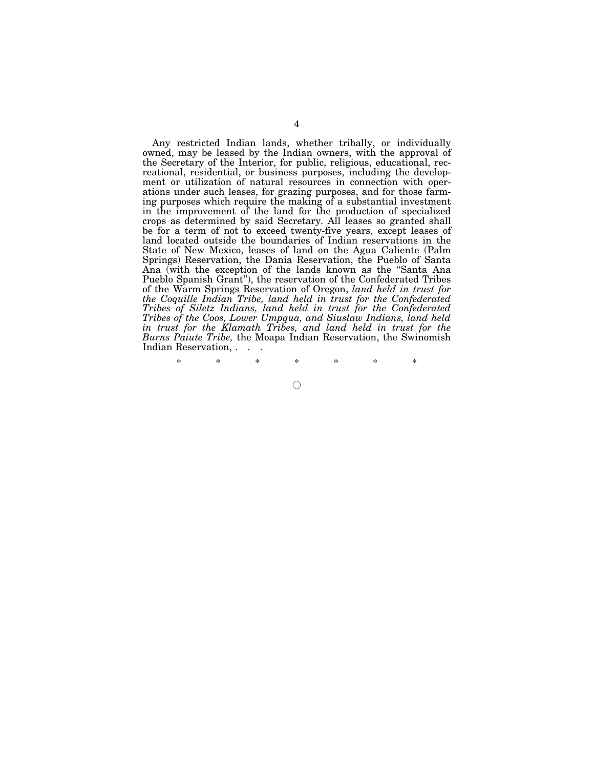Any restricted Indian lands, whether tribally, or individually owned, may be leased by the Indian owners, with the approval of the Secretary of the Interior, for public, religious, educational, recreational, residential, or business purposes, including the development or utilization of natural resources in connection with operations under such leases, for grazing purposes, and for those farming purposes which require the making of a substantial investment in the improvement of the land for the production of specialized crops as determined by said Secretary. All leases so granted shall be for a term of not to exceed twenty-five years, except leases of land located outside the boundaries of Indian reservations in the State of New Mexico, leases of land on the Agua Caliente (Palm Springs) Reservation, the Dania Reservation, the Pueblo of Santa Ana (with the exception of the lands known as the "Santa Ana Pueblo Spanish Grant"), the reservation of the Confederated Tribes of the Warm Springs Reservation of Oregon, *land held in trust for the Coquille Indian Tribe, land held in trust for the Confederated Tribes of Siletz Indians, land held in trust for the Confederated Tribes of the Coos, Lower Umpqua, and Siuslaw Indians, land held in trust for the Klamath Tribes, and land held in trust for the Burns Paiute Tribe,* the Moapa Indian Reservation, the Swinomish Indian Reservation, . . .

\* \* \* \* \* \* \*